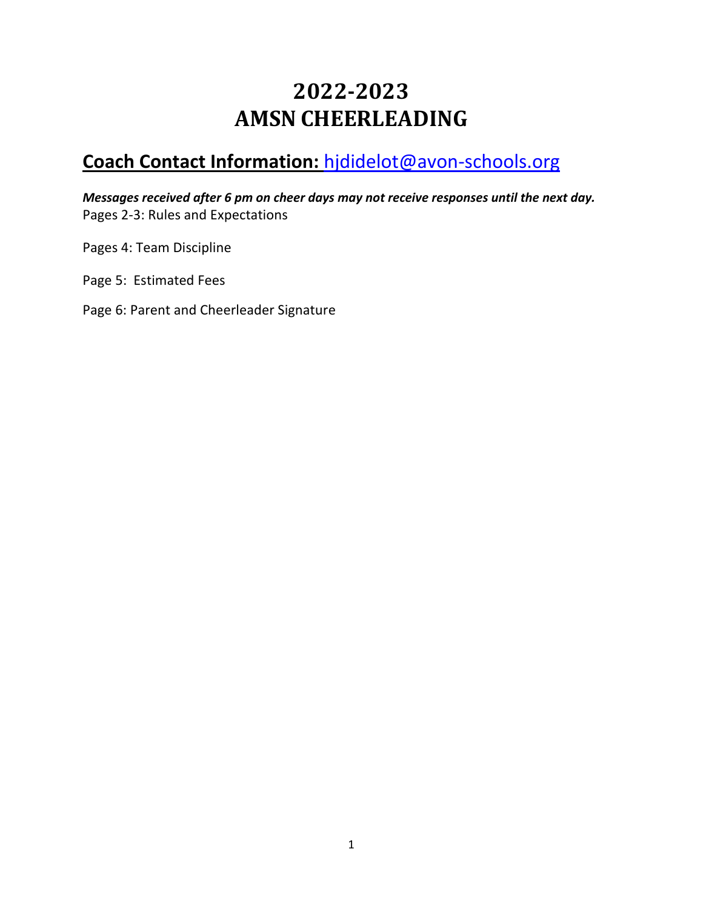# 2022-2023
# AMSN CHEERLEADING

## Coach Contact Information: hjdidelot@avon-schools.org

***Messages received after 6 pm on cheer days may not receive responses until the next day.***

Pages 2-3: Rules and Expectations

Pages 4: Team Discipline

Page 5: Estimated Fees

Page 6: Parent and Cheerleader Signature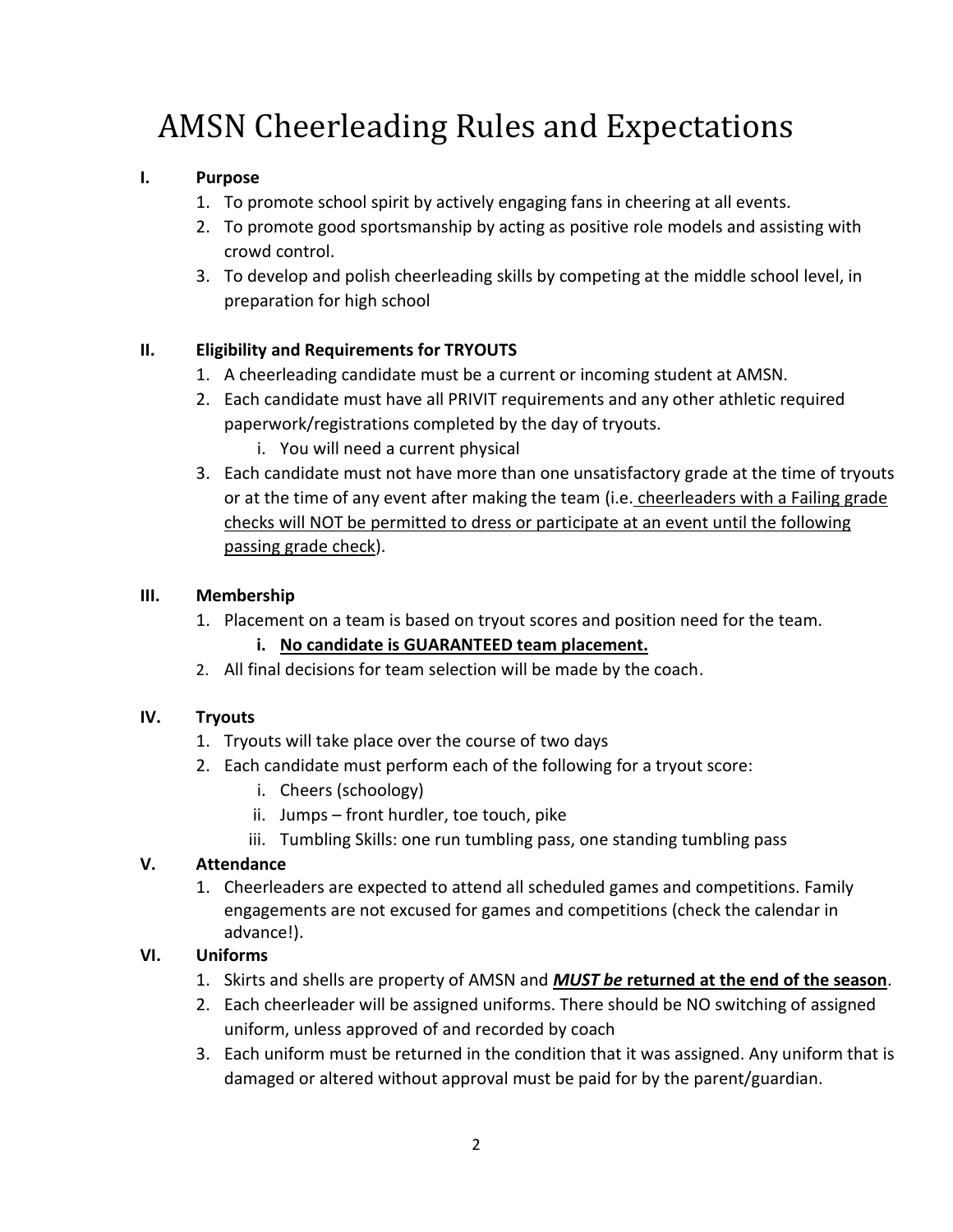# AMSN Cheerleading Rules and Expectations

## I. Purpose

1. To promote school spirit by actively engaging fans in cheering at all events.
2. To promote good sportsmanship by acting as positive role models and assisting with crowd control.
3. To develop and polish cheerleading skills by competing at the middle school level, in preparation for high school

## II. Eligibility and Requirements for TRYOUTS

1. A cheerleading candidate must be a current or incoming student at AMSN.
2. Each candidate must have all PRIVIT requirements and any other athletic required paperwork/registrations completed by the day of tryouts.
   i. You will need a current physical
3. Each candidate must not have more than one unsatisfactory grade at the time of tryouts or at the time of any event after making the team (i.e. <u>cheerleaders with a Failing grade checks will NOT be permitted to dress or participate at an event until the following passing grade check</u>).

## III. Membership

1. Placement on a team is based on tryout scores and position need for the team.
   i. **<u>No candidate is GUARANTEED team placement.</u>**
2. All final decisions for team selection will be made by the coach.

## IV. Tryouts

1. Tryouts will take place over the course of two days
2. Each candidate must perform each of the following for a tryout score:
   i. Cheers (schoology)
   ii. Jumps – front hurdler, toe touch, pike
   iii. Tumbling Skills: one run tumbling pass, one standing tumbling pass

## V. Attendance

1. Cheerleaders are expected to attend all scheduled games and competitions. Family engagements are not excused for games and competitions (check the calendar in advance!).

## VI. Uniforms

1. Skirts and shells are property of AMSN and ***<u>MUST be</u>*** **<u>returned at the end of the season</u>**.
2. Each cheerleader will be assigned uniforms. There should be NO switching of assigned uniform, unless approved of and recorded by coach
3. Each uniform must be returned in the condition that it was assigned. Any uniform that is damaged or altered without approval must be paid for by the parent/guardian.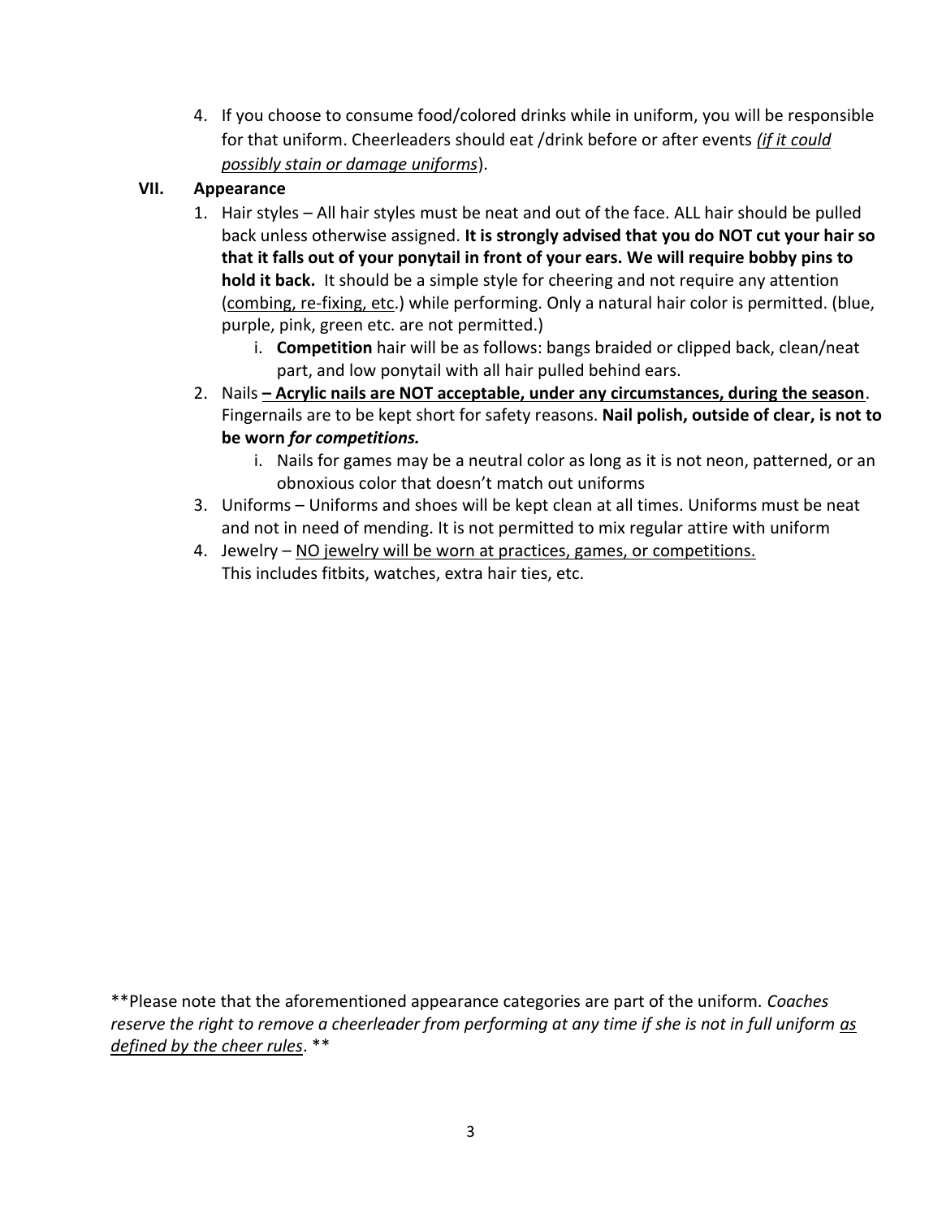4. If you choose to consume food/colored drinks while in uniform, you will be responsible for that uniform. Cheerleaders should eat /drink before or after events <u>*(if it could possibly stain or damage uniforms*</u>).

## VII. Appearance

1. Hair styles – All hair styles must be neat and out of the face. ALL hair should be pulled back unless otherwise assigned. **It is strongly advised that you do NOT cut your hair so that it falls out of your ponytail in front of your ears. We will require bobby pins to hold it back.** It should be a simple style for cheering and not require any attention (<u>combing, re-fixing, etc</u>.) while performing. Only a natural hair color is permitted. (blue, purple, pink, green etc. are not permitted.)
   i. **Competition** hair will be as follows: bangs braided or clipped back, clean/neat part, and low ponytail with all hair pulled behind ears.
2. Nails **<u>– Acrylic nails are NOT acceptable, under any circumstances, during the season</u>**. Fingernails are to be kept short for safety reasons. **Nail polish, outside of clear, is not to be worn *for competitions.***
   i. Nails for games may be a neutral color as long as it is not neon, patterned, or an obnoxious color that doesn't match out uniforms
3. Uniforms – Uniforms and shoes will be kept clean at all times. Uniforms must be neat and not in need of mending. It is not permitted to mix regular attire with uniform
4. Jewelry – <u>NO jewelry will be worn at practices, games, or competitions.</u>
   This includes fitbits, watches, extra hair ties, etc.

**Please note that the aforementioned appearance categories are part of the uniform. *Coaches reserve the right to remove a cheerleader from performing at any time if she is not in full uniform <u>as defined by the cheer rules</u>*. **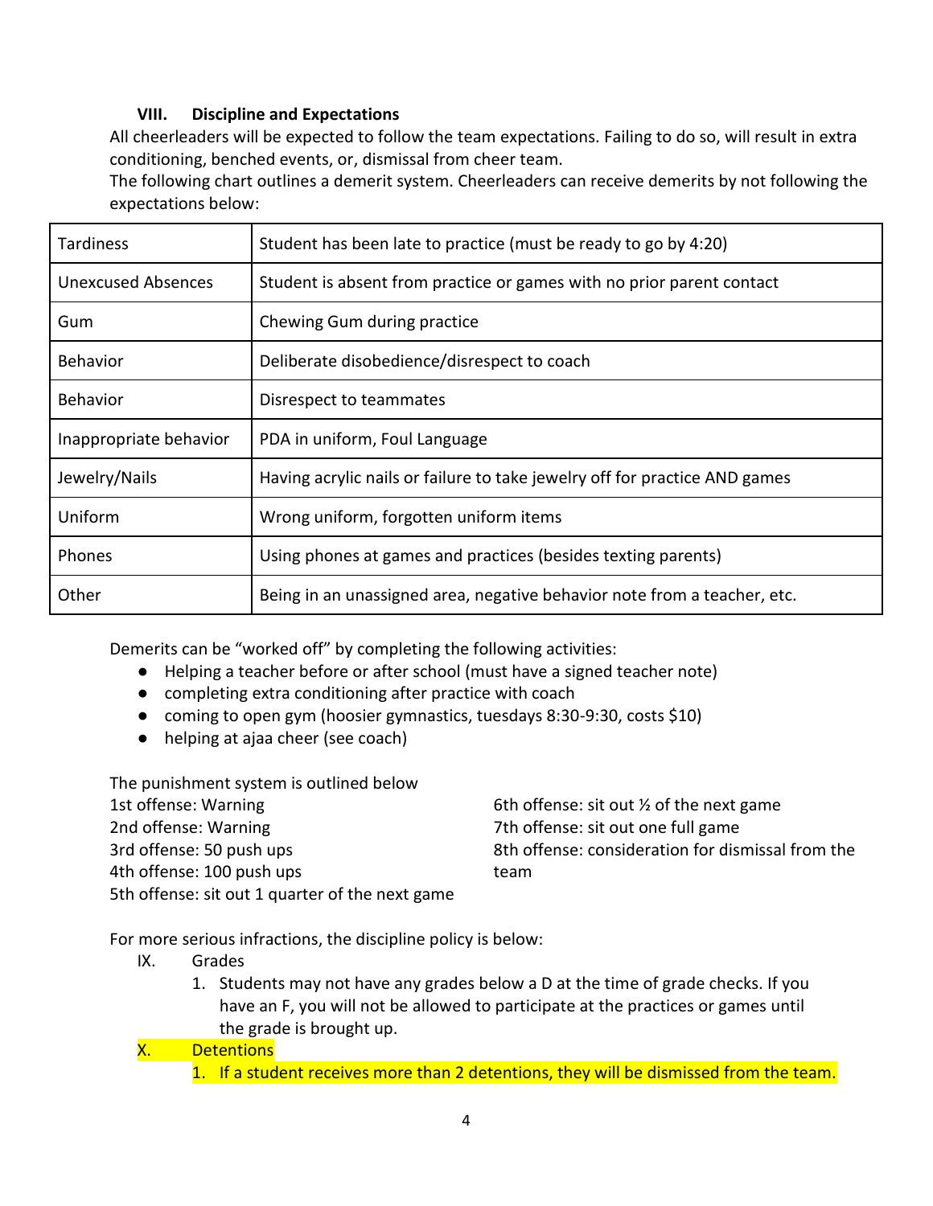## VIII. Discipline and Expectations

All cheerleaders will be expected to follow the team expectations. Failing to do so, will result in extra conditioning, benched events, or, dismissal from cheer team.

The following chart outlines a demerit system. Cheerleaders can receive demerits by not following the expectations below:

| | |
|---|---|
| Tardiness | Student has been late to practice (must be ready to go by 4:20) |
| Unexcused Absences | Student is absent from practice or games with no prior parent contact |
| Gum | Chewing Gum during practice |
| Behavior | Deliberate disobedience/disrespect to coach |
| Behavior | Disrespect to teammates |
| Inappropriate behavior | PDA in uniform, Foul Language |
| Jewelry/Nails | Having acrylic nails or failure to take jewelry off for practice AND games |
| Uniform | Wrong uniform, forgotten uniform items |
| Phones | Using phones at games and practices (besides texting parents) |
| Other | Being in an unassigned area, negative behavior note from a teacher, etc. |

Demerits can be "worked off" by completing the following activities:

- Helping a teacher before or after school (must have a signed teacher note)
- completing extra conditioning after practice with coach
- coming to open gym (hoosier gymnastics, tuesdays 8:30-9:30, costs $10)
- helping at ajaa cheer (see coach)

The punishment system is outlined below

1st offense: Warning
2nd offense: Warning
3rd offense: 50 push ups
4th offense: 100 push ups
5th offense: sit out 1 quarter of the next game
6th offense: sit out ½ of the next game
7th offense: sit out one full game
8th offense: consideration for dismissal from the team

For more serious infractions, the discipline policy is below:

IX. Grades

1. Students may not have any grades below a D at the time of grade checks. If you have an F, you will not be allowed to participate at the practices or games until the grade is brought up.

X. Detentions

1. If a student receives more than 2 detentions, they will be dismissed from the team.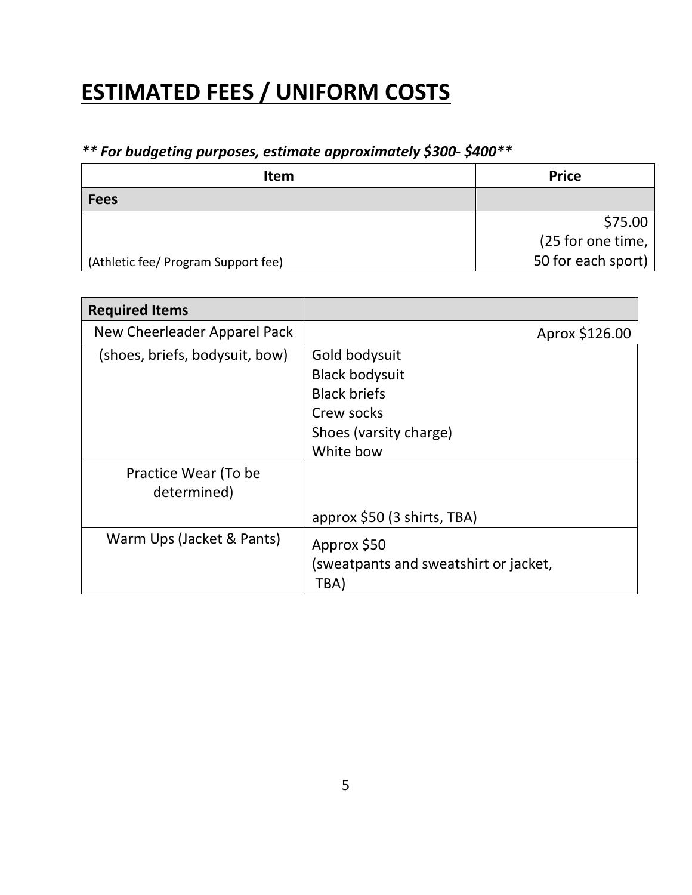# ESTIMATED FEES / UNIFORM COSTS

***** For budgeting purposes, estimate approximately $300- $400*****

| Item | Price |
|---|---|
| **Fees** | |
| (Athletic fee/ Program Support fee) | $75.00 (25 for one time, 50 for each sport) |

| Required Items | |
|---|---|
| New Cheerleader Apparel Pack | Aprox $126.00 |
| (shoes, briefs, bodysuit, bow) | Gold bodysuit<br>Black bodysuit<br>Black briefs<br>Crew socks<br>Shoes (varsity charge)<br>White bow |
| Practice Wear (To be determined) | approx $50 (3 shirts, TBA) |
| Warm Ups (Jacket & Pants) | Approx $50<br>(sweatpants and sweatshirt or jacket, TBA) |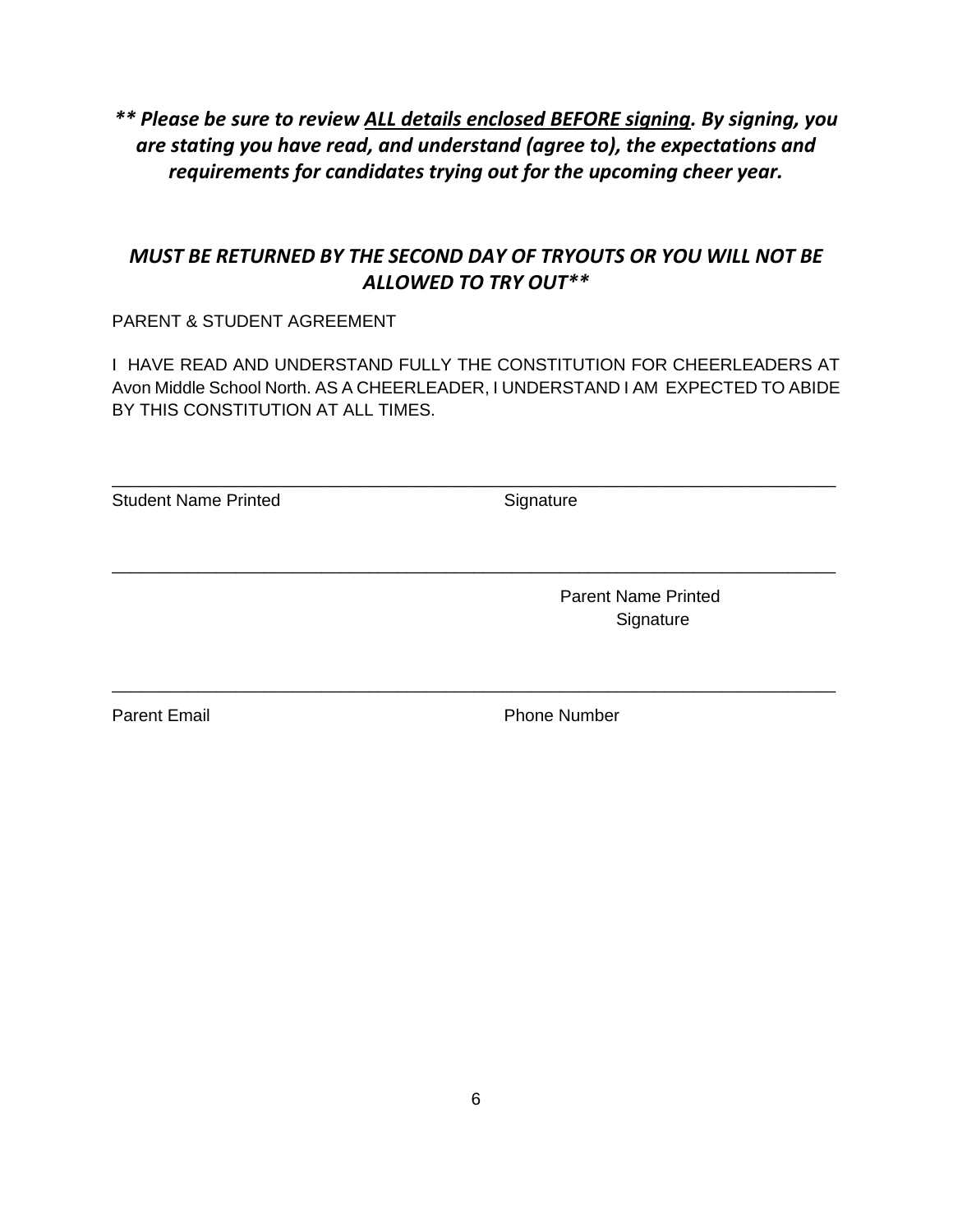***\*\* Please be sure to review <u>ALL details enclosed BEFORE signing</u>. By signing, you are stating you have read, and understand (agree to), the expectations and requirements for candidates trying out for the upcoming cheer year.***

***MUST BE RETURNED BY THE SECOND DAY OF TRYOUTS OR YOU WILL NOT BE ALLOWED TO TRY OUT\*\****

PARENT & STUDENT AGREEMENT

I HAVE READ AND UNDERSTAND FULLY THE CONSTITUTION FOR CHEERLEADERS AT Avon Middle School North. AS A CHEERLEADER, I UNDERSTAND I AM EXPECTED TO ABIDE BY THIS CONSTITUTION AT ALL TIMES.

\_\_\_\_\_\_\_\_\_\_\_\_\_\_\_\_\_\_\_\_\_\_\_\_\_\_\_\_\_\_\_\_\_\_\_\_\_\_\_\_\_\_\_\_\_\_\_\_\_\_\_\_\_\_\_\_\_\_\_\_\_\_\_\_\_\_\_\_\_\_\_\_\_\_\_\_

Student Name Printed Signature

\_\_\_\_\_\_\_\_\_\_\_\_\_\_\_\_\_\_\_\_\_\_\_\_\_\_\_\_\_\_\_\_\_\_\_\_\_\_\_\_\_\_\_\_\_\_\_\_\_\_\_\_\_\_\_\_\_\_\_\_\_\_\_\_\_\_\_\_\_\_\_\_\_\_\_\_

Parent Name Printed Signature

\_\_\_\_\_\_\_\_\_\_\_\_\_\_\_\_\_\_\_\_\_\_\_\_\_\_\_\_\_\_\_\_\_\_\_\_\_\_\_\_\_\_\_\_\_\_\_\_\_\_\_\_\_\_\_\_\_\_\_\_\_\_\_\_\_\_\_\_\_\_\_\_\_\_\_\_

Parent Email Phone Number